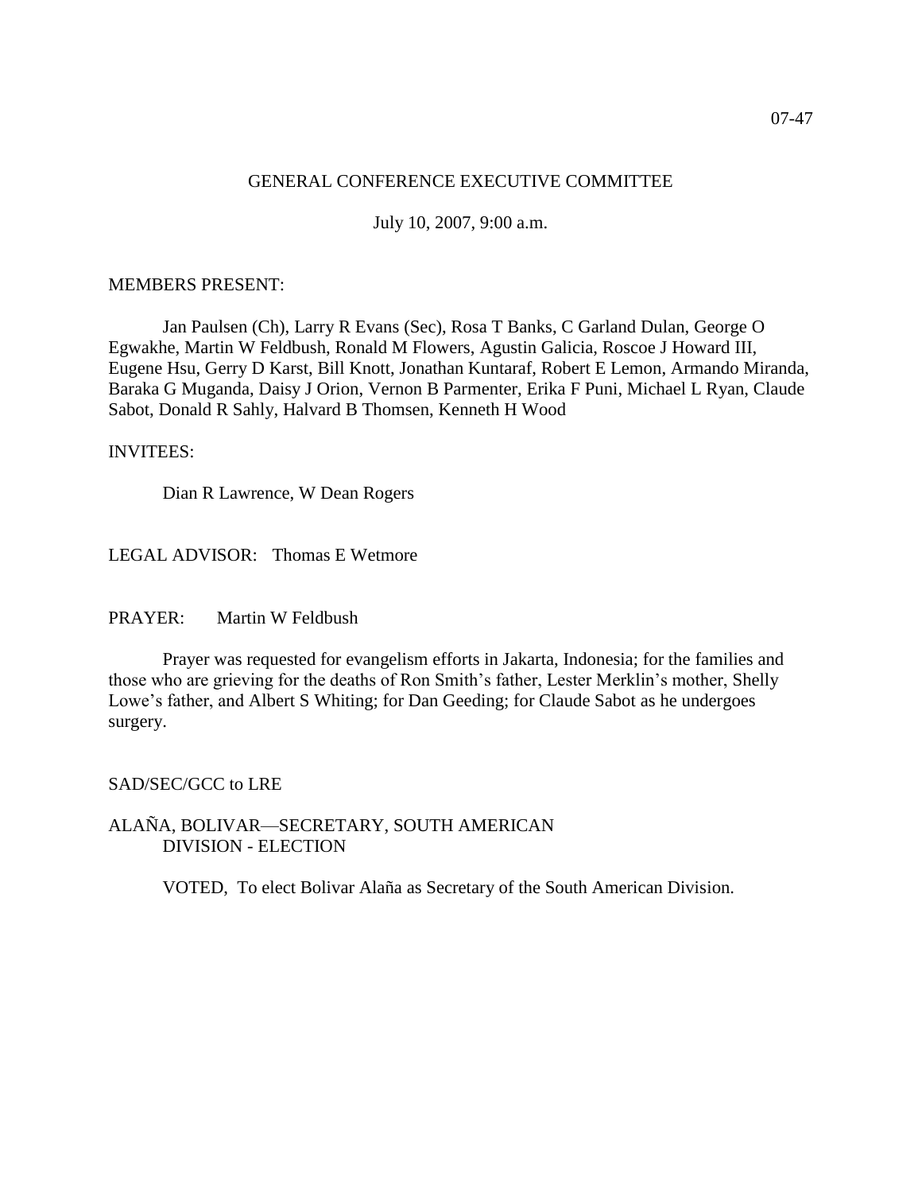07-47

GENERAL CONFERENCE EXECUTIVE COMMITTEE

July 10, 2007, 9:00 a.m.

MEMBERS PRESENT:

Jan Paulsen (Ch), Larry R Evans (Sec), Rosa T Banks, C Garland Dulan, George O Egwakhe, Martin W Feldbush, Ronald M Flowers, Agustin Galicia, Roscoe J Howard III, Eugene Hsu, Gerry D Karst, Bill Knott, Jonathan Kuntaraf, Robert E Lemon, Armando Miranda, Baraka G Muganda, Daisy J Orion, Vernon B Parmenter, Erika F Puni, Michael L Ryan, Claude Sabot, Donald R Sahly, Halvard B Thomsen, Kenneth H Wood

INVITEES:

Dian R Lawrence, W Dean Rogers

LEGAL ADVISOR: Thomas E Wetmore

PRAYER: Martin W Feldbush

Prayer was requested for evangelism efforts in Jakarta, Indonesia; for the families and those who are grieving for the deaths of Ron Smith's father, Lester Merklin's mother, Shelly Lowe's father, and Albert S Whiting; for Dan Geeding; for Claude Sabot as he undergoes surgery.

SAD/SEC/GCC to LRE

ALAÑA, BOLIVAR—SECRETARY, SOUTH AMERICAN DIVISION - ELECTION

VOTED, To elect Bolivar Alaña as Secretary of the South American Division.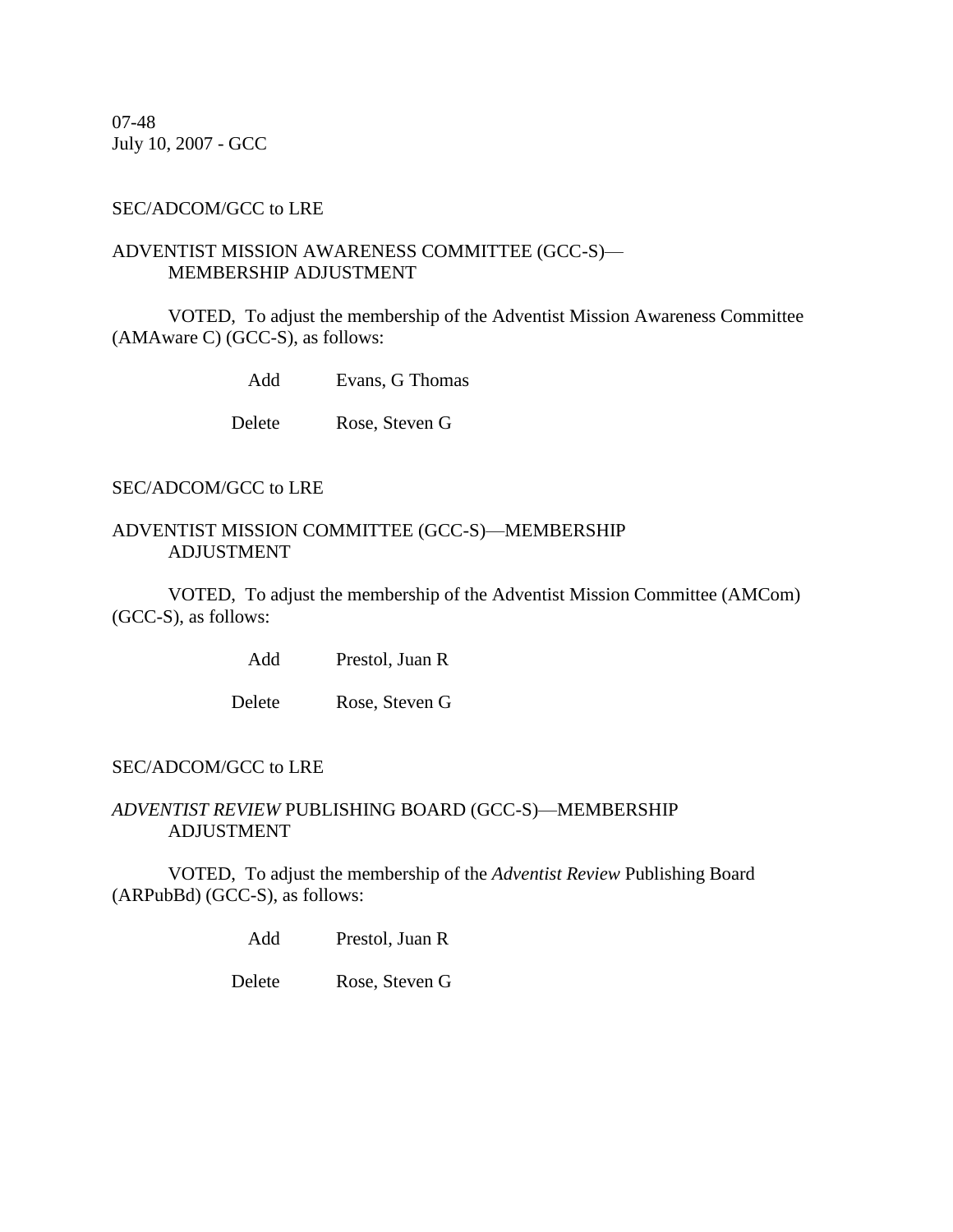07-48
July 10, 2007 - GCC

SEC/ADCOM/GCC to LRE

ADVENTIST MISSION AWARENESS COMMITTEE (GCC-S)—
MEMBERSHIP ADJUSTMENT

VOTED, To adjust the membership of the Adventist Mission Awareness Committee (AMAware C) (GCC-S), as follows:

| | |
|---|---|
| Add | Evans, G Thomas |
| Delete | Rose, Steven G |

SEC/ADCOM/GCC to LRE

ADVENTIST MISSION COMMITTEE (GCC-S)—MEMBERSHIP
ADJUSTMENT

VOTED, To adjust the membership of the Adventist Mission Committee (AMCom) (GCC-S), as follows:

| | |
|---|---|
| Add | Prestol, Juan R |
| Delete | Rose, Steven G |

SEC/ADCOM/GCC to LRE

*ADVENTIST REVIEW* PUBLISHING BOARD (GCC-S)—MEMBERSHIP
ADJUSTMENT

VOTED, To adjust the membership of the *Adventist Review* Publishing Board (ARPubBd) (GCC-S), as follows:

| | |
|---|---|
| Add | Prestol, Juan R |
| Delete | Rose, Steven G |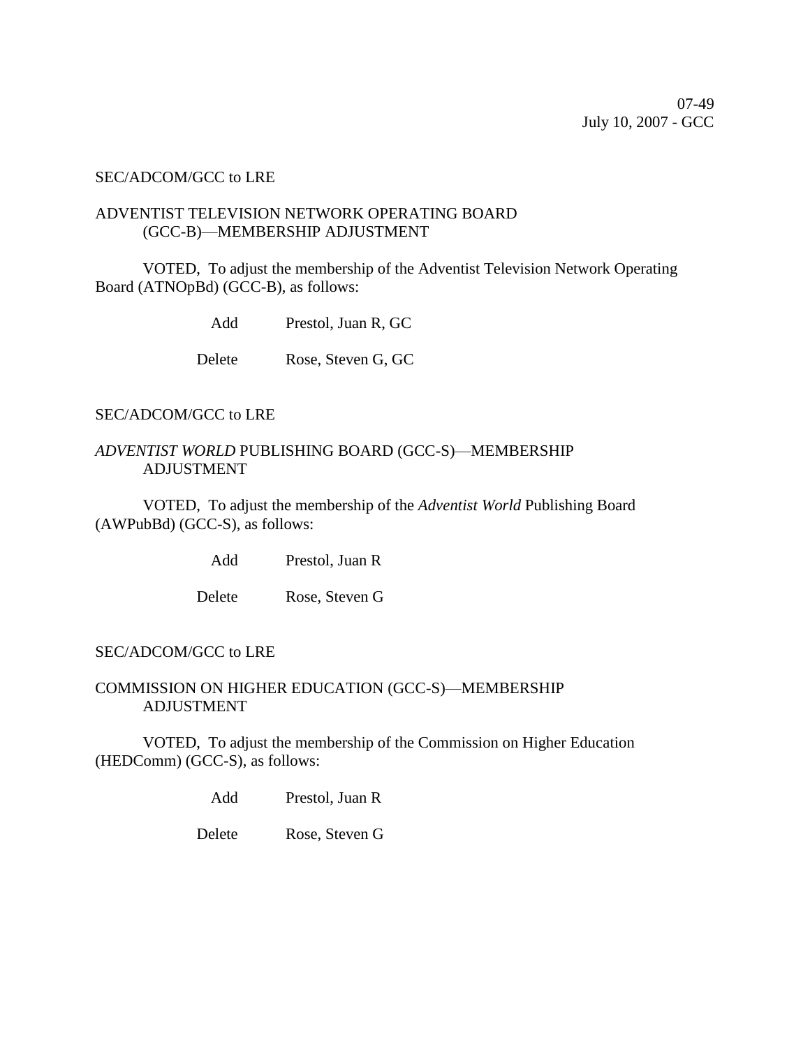SEC/ADCOM/GCC to LRE

ADVENTIST TELEVISION NETWORK OPERATING BOARD (GCC-B)—MEMBERSHIP ADJUSTMENT

VOTED, To adjust the membership of the Adventist Television Network Operating Board (ATNOpBd) (GCC-B), as follows:

| | |
|---|---|
| Add | Prestol, Juan R, GC |
| Delete | Rose, Steven G, GC |

SEC/ADCOM/GCC to LRE

*ADVENTIST WORLD* PUBLISHING BOARD (GCC-S)—MEMBERSHIP ADJUSTMENT

VOTED, To adjust the membership of the *Adventist World* Publishing Board (AWPubBd) (GCC-S), as follows:

| | |
|---|---|
| Add | Prestol, Juan R |
| Delete | Rose, Steven G |

SEC/ADCOM/GCC to LRE

COMMISSION ON HIGHER EDUCATION (GCC-S)—MEMBERSHIP ADJUSTMENT

VOTED, To adjust the membership of the Commission on Higher Education (HEDComm) (GCC-S), as follows:

| | |
|---|---|
| Add | Prestol, Juan R |
| Delete | Rose, Steven G |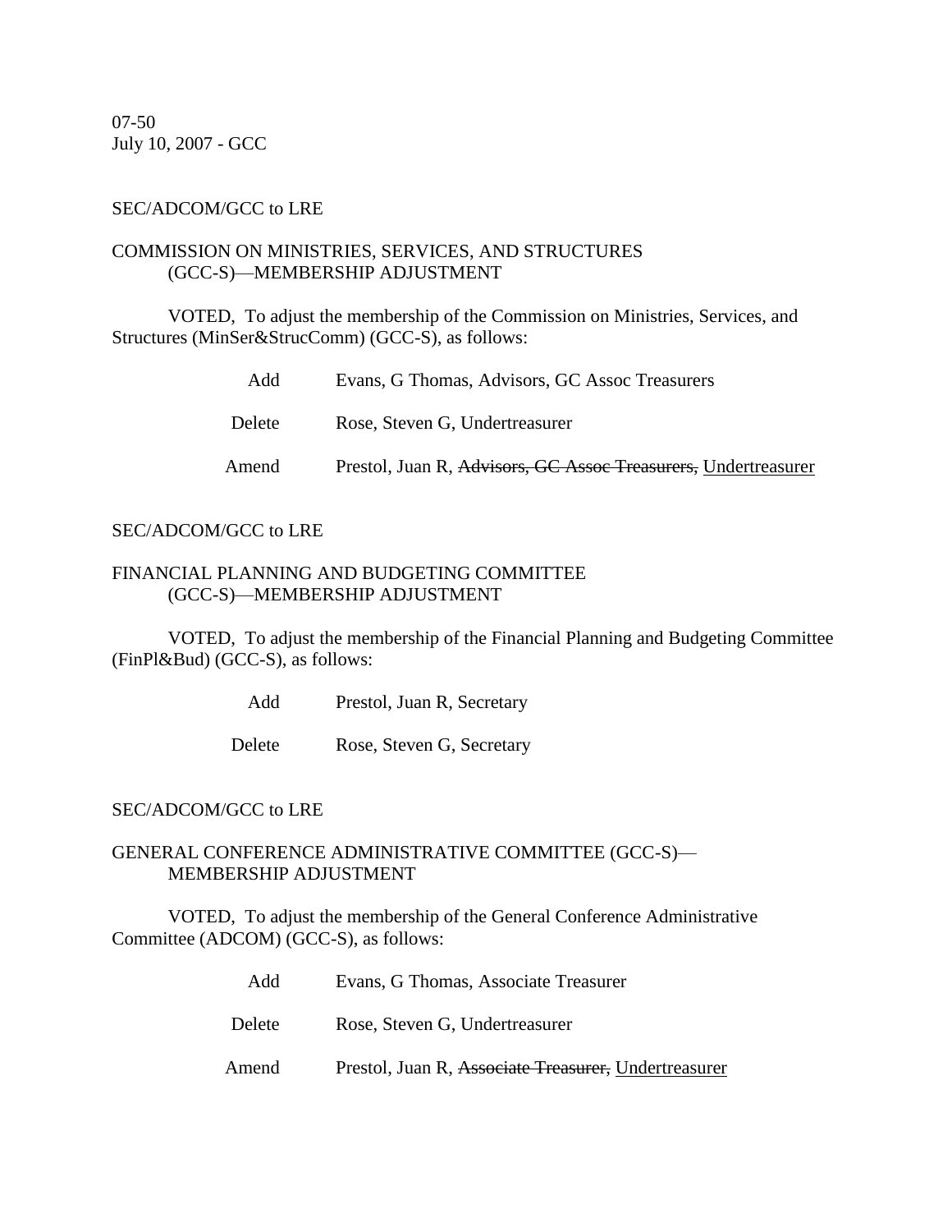07-50
July 10, 2007 - GCC

SEC/ADCOM/GCC to LRE

COMMISSION ON MINISTRIES, SERVICES, AND STRUCTURES (GCC-S)—MEMBERSHIP ADJUSTMENT

VOTED, To adjust the membership of the Commission on Ministries, Services, and Structures (MinSer&StrucComm) (GCC-S), as follows:

| | |
|---|---|
| Add | Evans, G Thomas, Advisors, GC Assoc Treasurers |
| Delete | Rose, Steven G, Undertreasurer |
| Amend | Prestol, Juan R, ~~Advisors, GC Assoc Treasurers,~~ <u>Undertreasurer</u> |

SEC/ADCOM/GCC to LRE

FINANCIAL PLANNING AND BUDGETING COMMITTEE (GCC-S)—MEMBERSHIP ADJUSTMENT

VOTED, To adjust the membership of the Financial Planning and Budgeting Committee (FinPl&Bud) (GCC-S), as follows:

| | |
|---|---|
| Add | Prestol, Juan R, Secretary |
| Delete | Rose, Steven G, Secretary |

SEC/ADCOM/GCC to LRE

GENERAL CONFERENCE ADMINISTRATIVE COMMITTEE (GCC-S)—MEMBERSHIP ADJUSTMENT

VOTED, To adjust the membership of the General Conference Administrative Committee (ADCOM) (GCC-S), as follows:

| | |
|---|---|
| Add | Evans, G Thomas, Associate Treasurer |
| Delete | Rose, Steven G, Undertreasurer |
| Amend | Prestol, Juan R, ~~Associate Treasurer,~~ <u>Undertreasurer</u> |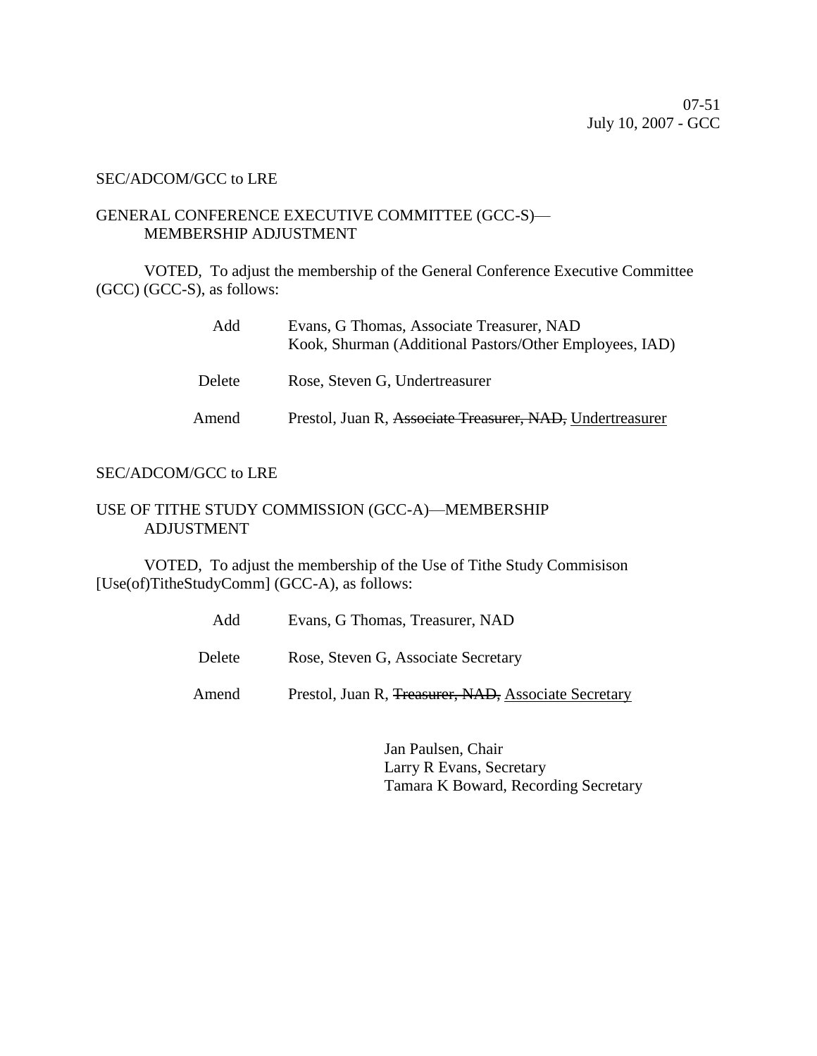07-51
July 10, 2007 - GCC

SEC/ADCOM/GCC to LRE

GENERAL CONFERENCE EXECUTIVE COMMITTEE (GCC-S)—
MEMBERSHIP ADJUSTMENT

VOTED, To adjust the membership of the General Conference Executive Committee (GCC) (GCC-S), as follows:

| | |
|---|---|
| Add | Evans, G Thomas, Associate Treasurer, NAD<br>Kook, Shurman (Additional Pastors/Other Employees, IAD) |
| Delete | Rose, Steven G, Undertreasurer |
| Amend | Prestol, Juan R, ~~Associate Treasurer, NAD,~~ <u>Undertreasurer</u> |

SEC/ADCOM/GCC to LRE

USE OF TITHE STUDY COMMISSION (GCC-A)—MEMBERSHIP
ADJUSTMENT

VOTED, To adjust the membership of the Use of Tithe Study Commisison [Use(of)TitheStudyComm] (GCC-A), as follows:

| | |
|---|---|
| Add | Evans, G Thomas, Treasurer, NAD |
| Delete | Rose, Steven G, Associate Secretary |
| Amend | Prestol, Juan R, ~~Treasurer, NAD,~~ <u>Associate Secretary</u> |

Jan Paulsen, Chair
Larry R Evans, Secretary
Tamara K Boward, Recording Secretary